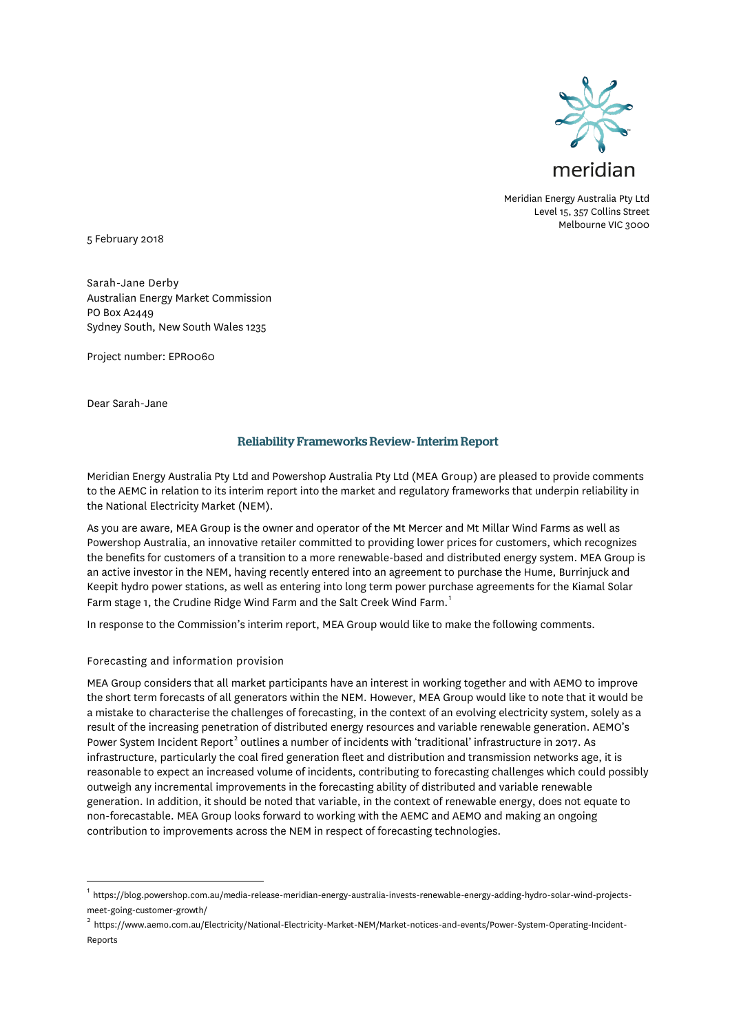meridian

Meridian Energy Australia Pty Ltd
Level 15, 357 Collins Street
Melbourne VIC 3000

5 February 2018

Sarah-Jane Derby
Australian Energy Market Commission
PO Box A2449
Sydney South, New South Wales 1235

Project number: EPR0060

Dear Sarah-Jane

## Reliability Frameworks Review- Interim Report

Meridian Energy Australia Pty Ltd and Powershop Australia Pty Ltd (MEA Group) are pleased to provide comments to the AEMC in relation to its interim report into the market and regulatory frameworks that underpin reliability in the National Electricity Market (NEM).

As you are aware, MEA Group is the owner and operator of the Mt Mercer and Mt Millar Wind Farms as well as Powershop Australia, an innovative retailer committed to providing lower prices for customers, which recognizes the benefits for customers of a transition to a more renewable-based and distributed energy system. MEA Group is an active investor in the NEM, having recently entered into an agreement to purchase the Hume, Burrinjuck and Keepit hydro power stations, as well as entering into long term power purchase agreements for the Kiamal Solar Farm stage 1, the Crudine Ridge Wind Farm and the Salt Creek Wind Farm.[1]

In response to the Commission's interim report, MEA Group would like to make the following comments.

### Forecasting and information provision

MEA Group considers that all market participants have an interest in working together and with AEMO to improve the short term forecasts of all generators within the NEM. However, MEA Group would like to note that it would be a mistake to characterise the challenges of forecasting, in the context of an evolving electricity system, solely as a result of the increasing penetration of distributed energy resources and variable renewable generation. AEMO's Power System Incident Report[2] outlines a number of incidents with 'traditional' infrastructure in 2017. As infrastructure, particularly the coal fired generation fleet and distribution and transmission networks age, it is reasonable to expect an increased volume of incidents, contributing to forecasting challenges which could possibly outweigh any incremental improvements in the forecasting ability of distributed and variable renewable generation. In addition, it should be noted that variable, in the context of renewable energy, does not equate to non-forecastable. MEA Group looks forward to working with the AEMC and AEMO and making an ongoing contribution to improvements across the NEM in respect of forecasting technologies.

---

[1] https://blog.powershop.com.au/media-release-meridian-energy-australia-invests-renewable-energy-adding-hydro-solar-wind-projects-meet-going-customer-growth/

[2] https://www.aemo.com.au/Electricity/National-Electricity-Market-NEM/Market-notices-and-events/Power-System-Operating-Incident-Reports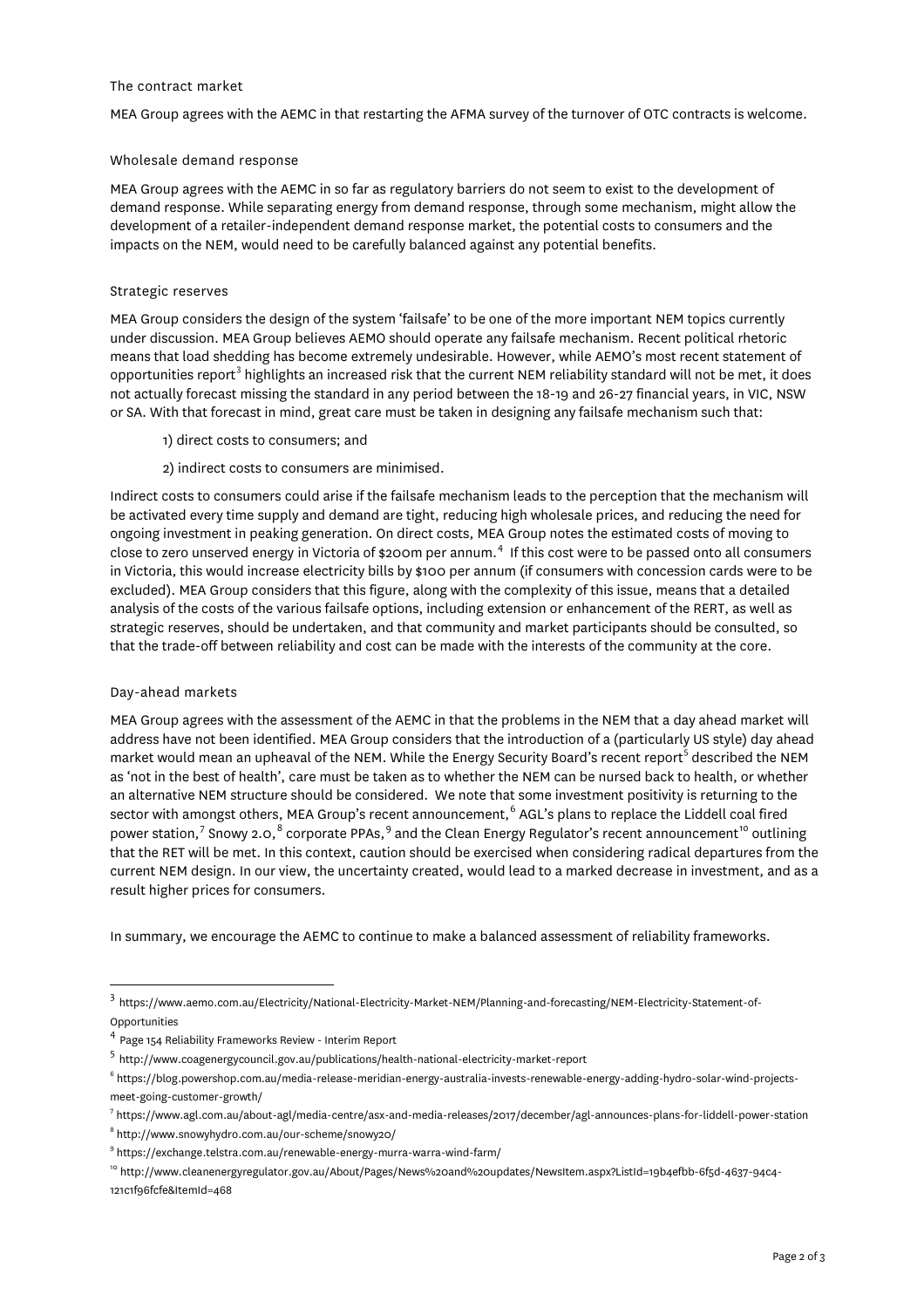## The contract market

MEA Group agrees with the AEMC in that restarting the AFMA survey of the turnover of OTC contracts is welcome.

## Wholesale demand response

MEA Group agrees with the AEMC in so far as regulatory barriers do not seem to exist to the development of demand response. While separating energy from demand response, through some mechanism, might allow the development of a retailer-independent demand response market, the potential costs to consumers and the impacts on the NEM, would need to be carefully balanced against any potential benefits.

## Strategic reserves

MEA Group considers the design of the system 'failsafe' to be one of the more important NEM topics currently under discussion. MEA Group believes AEMO should operate any failsafe mechanism. Recent political rhetoric means that load shedding has become extremely undesirable. However, while AEMO's most recent statement of opportunities report[3] highlights an increased risk that the current NEM reliability standard will not be met, it does not actually forecast missing the standard in any period between the 18-19 and 26-27 financial years, in VIC, NSW or SA. With that forecast in mind, great care must be taken in designing any failsafe mechanism such that:

1) direct costs to consumers; and
2) indirect costs to consumers are minimised.

Indirect costs to consumers could arise if the failsafe mechanism leads to the perception that the mechanism will be activated every time supply and demand are tight, reducing high wholesale prices, and reducing the need for ongoing investment in peaking generation. On direct costs, MEA Group notes the estimated costs of moving to close to zero unserved energy in Victoria of $200m per annum.[4] If this cost were to be passed onto all consumers in Victoria, this would increase electricity bills by $100 per annum (if consumers with concession cards were to be excluded). MEA Group considers that this figure, along with the complexity of this issue, means that a detailed analysis of the costs of the various failsafe options, including extension or enhancement of the RERT, as well as strategic reserves, should be undertaken, and that community and market participants should be consulted, so that the trade-off between reliability and cost can be made with the interests of the community at the core.

## Day-ahead markets

MEA Group agrees with the assessment of the AEMC in that the problems in the NEM that a day ahead market will address have not been identified. MEA Group considers that the introduction of a (particularly US style) day ahead market would mean an upheaval of the NEM. While the Energy Security Board's recent report[5] described the NEM as 'not in the best of health', care must be taken as to whether the NEM can be nursed back to health, or whether an alternative NEM structure should be considered. We note that some investment positivity is returning to the sector with amongst others, MEA Group's recent announcement,[6] AGL's plans to replace the Liddell coal fired power station,[7] Snowy 2.0,[8] corporate PPAs,[9] and the Clean Energy Regulator's recent announcement[10] outlining that the RET will be met. In this context, caution should be exercised when considering radical departures from the current NEM design. In our view, the uncertainty created, would lead to a marked decrease in investment, and as a result higher prices for consumers.

In summary, we encourage the AEMC to continue to make a balanced assessment of reliability frameworks.

---

[3] https://www.aemo.com.au/Electricity/National-Electricity-Market-NEM/Planning-and-forecasting/NEM-Electricity-Statement-of-Opportunities

[4] Page 154 Reliability Frameworks Review - Interim Report

[5] http://www.coagenergycouncil.gov.au/publications/health-national-electricity-market-report

[6] https://blog.powershop.com.au/media-release-meridian-energy-australia-invests-renewable-energy-adding-hydro-solar-wind-projects-meet-going-customer-growth/

[7] https://www.agl.com.au/about-agl/media-centre/asx-and-media-releases/2017/december/agl-announces-plans-for-liddell-power-station

[8] http://www.snowyhydro.com.au/our-scheme/snowy20/

[9] https://exchange.telstra.com.au/renewable-energy-murra-warra-wind-farm/

[10] http://www.cleanenergyregulator.gov.au/About/Pages/News%20and%20updates/NewsItem.aspx?ListId=19b4efbb-6f5d-4637-94c4-121c1f96fcfe&ItemId=468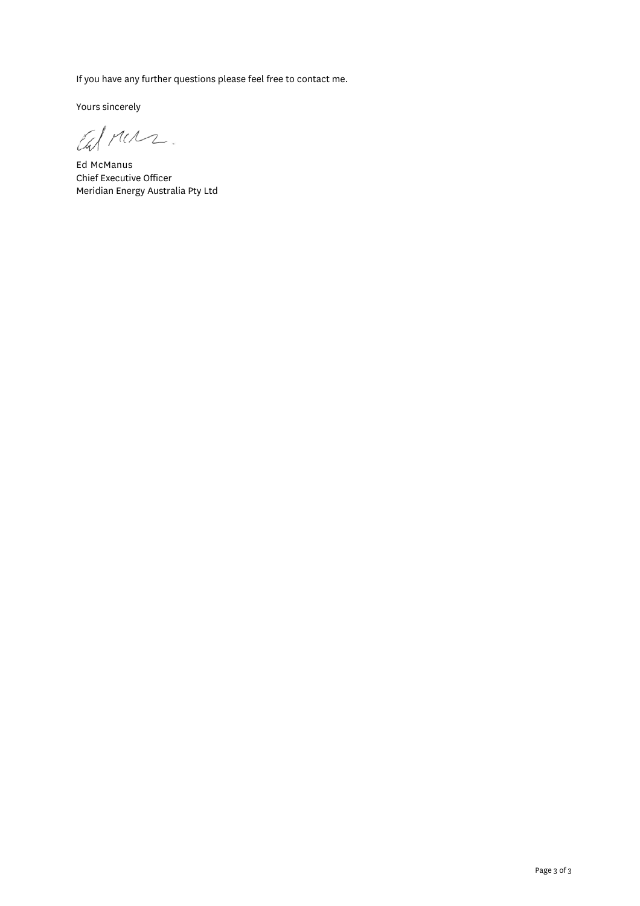If you have any further questions please feel free to contact me.

Yours sincerely

Ed McManus
Chief Executive Officer
Meridian Energy Australia Pty Ltd